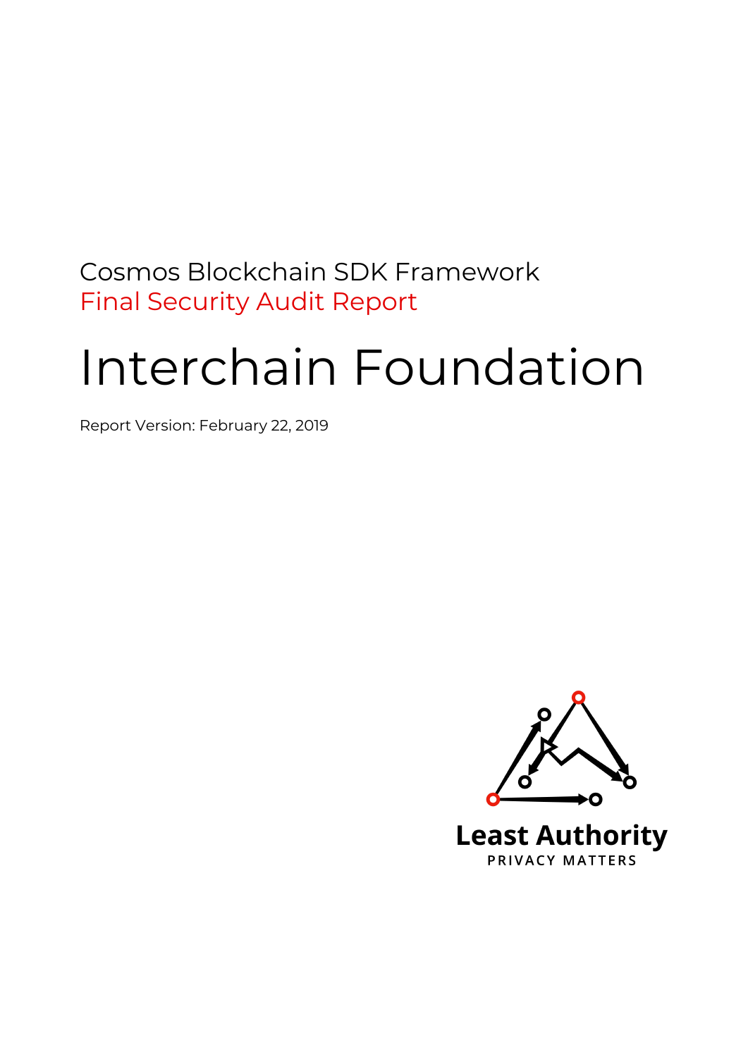Cosmos Blockchain SDK Framework

Final Security Audit Report

# Interchain Foundation

Report Version: February 22, 2019

Least Authority

PRIVACY MATTERS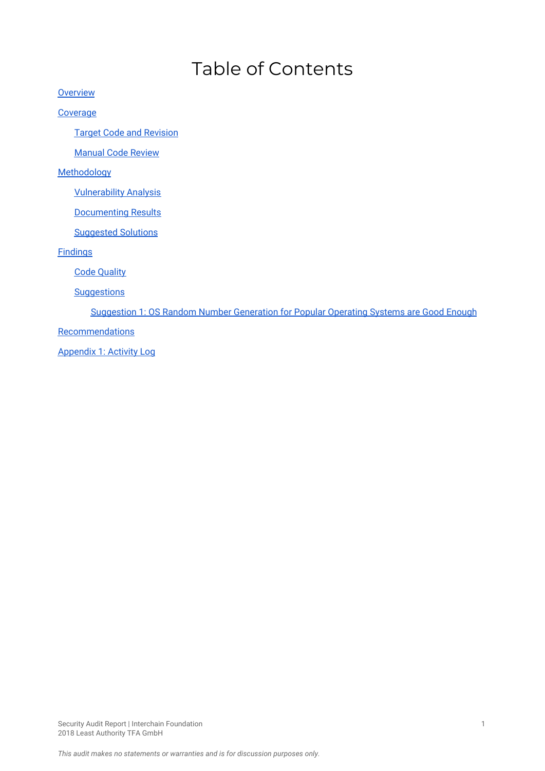# Table of Contents

- Overview
- Coverage
  - Target Code and Revision
  - Manual Code Review
- Methodology
  - Vulnerability Analysis
  - Documenting Results
  - Suggested Solutions
- Findings
  - Code Quality
  - Suggestions
    - Suggestion 1: OS Random Number Generation for Popular Operating Systems are Good Enough
- Recommendations
- Appendix 1: Activity Log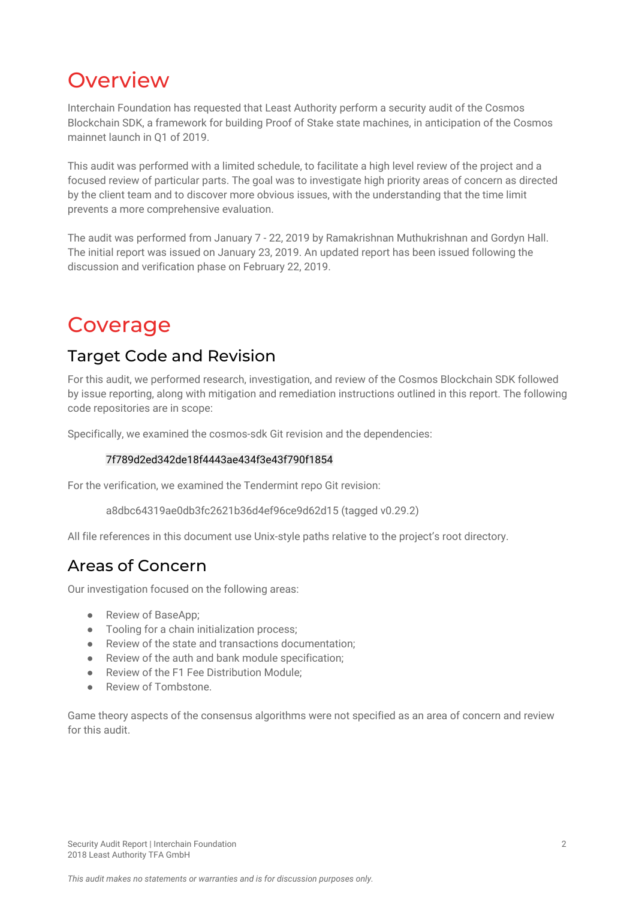# Overview

Interchain Foundation has requested that Least Authority perform a security audit of the Cosmos Blockchain SDK, a framework for building Proof of Stake state machines, in anticipation of the Cosmos mainnet launch in Q1 of 2019.

This audit was performed with a limited schedule, to facilitate a high level review of the project and a focused review of particular parts. The goal was to investigate high priority areas of concern as directed by the client team and to discover more obvious issues, with the understanding that the time limit prevents a more comprehensive evaluation.

The audit was performed from January 7 - 22, 2019 by Ramakrishnan Muthukrishnan and Gordyn Hall. The initial report was issued on January 23, 2019. An updated report has been issued following the discussion and verification phase on February 22, 2019.

# Coverage

## Target Code and Revision

For this audit, we performed research, investigation, and review of the Cosmos Blockchain SDK followed by issue reporting, along with mitigation and remediation instructions outlined in this report. The following code repositories are in scope:

Specifically, we examined the cosmos-sdk Git revision and the dependencies:

7f789d2ed342de18f4443ae434f3e43f790f1854

For the verification, we examined the Tendermint repo Git revision:

a8dbc64319ae0db3fc2621b36d4ef96ce9d62d15 (tagged v0.29.2)

All file references in this document use Unix-style paths relative to the project's root directory.

## Areas of Concern

Our investigation focused on the following areas:

- Review of BaseApp;
- Tooling for a chain initialization process;
- Review of the state and transactions documentation;
- Review of the auth and bank module specification;
- Review of the F1 Fee Distribution Module;
- Review of Tombstone.

Game theory aspects of the consensus algorithms were not specified as an area of concern and review for this audit.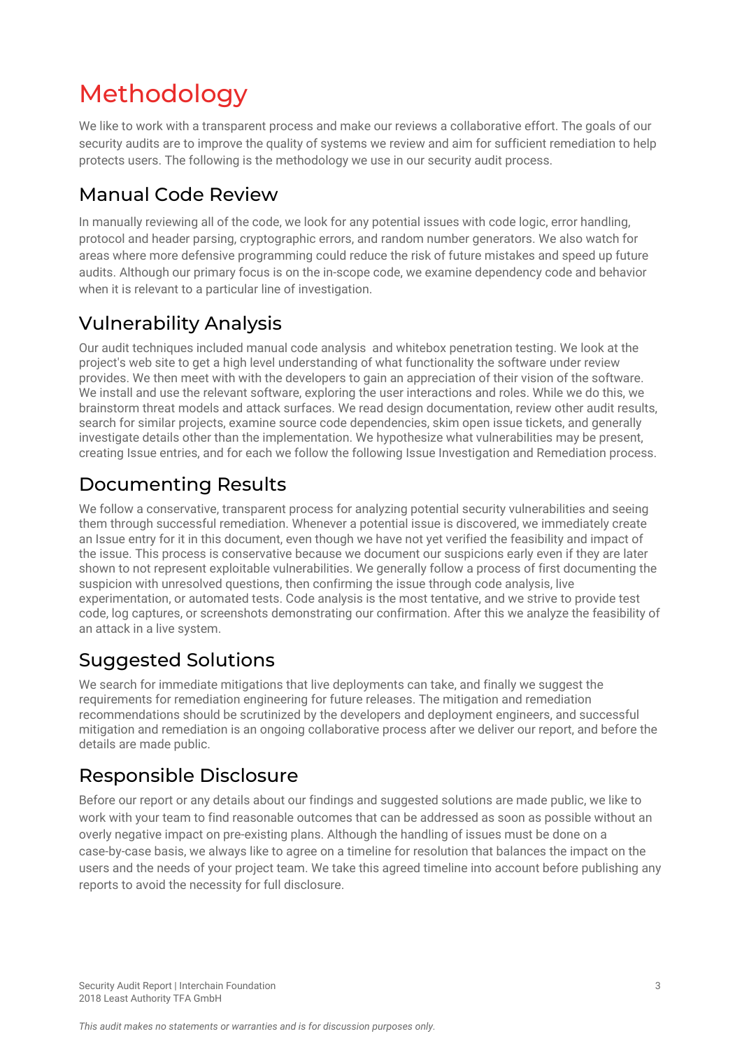# Methodology

We like to work with a transparent process and make our reviews a collaborative effort. The goals of our security audits are to improve the quality of systems we review and aim for sufficient remediation to help protects users. The following is the methodology we use in our security audit process.

## Manual Code Review

In manually reviewing all of the code, we look for any potential issues with code logic, error handling, protocol and header parsing, cryptographic errors, and random number generators. We also watch for areas where more defensive programming could reduce the risk of future mistakes and speed up future audits. Although our primary focus is on the in-scope code, we examine dependency code and behavior when it is relevant to a particular line of investigation.

## Vulnerability Analysis

Our audit techniques included manual code analysis  and whitebox penetration testing. We look at the project's web site to get a high level understanding of what functionality the software under review provides. We then meet with with the developers to gain an appreciation of their vision of the software. We install and use the relevant software, exploring the user interactions and roles. While we do this, we brainstorm threat models and attack surfaces. We read design documentation, review other audit results, search for similar projects, examine source code dependencies, skim open issue tickets, and generally investigate details other than the implementation. We hypothesize what vulnerabilities may be present, creating Issue entries, and for each we follow the following Issue Investigation and Remediation process.

## Documenting Results

We follow a conservative, transparent process for analyzing potential security vulnerabilities and seeing them through successful remediation. Whenever a potential issue is discovered, we immediately create an Issue entry for it in this document, even though we have not yet verified the feasibility and impact of the issue. This process is conservative because we document our suspicions early even if they are later shown to not represent exploitable vulnerabilities. We generally follow a process of first documenting the suspicion with unresolved questions, then confirming the issue through code analysis, live experimentation, or automated tests. Code analysis is the most tentative, and we strive to provide test code, log captures, or screenshots demonstrating our confirmation. After this we analyze the feasibility of an attack in a live system.

## Suggested Solutions

We search for immediate mitigations that live deployments can take, and finally we suggest the requirements for remediation engineering for future releases. The mitigation and remediation recommendations should be scrutinized by the developers and deployment engineers, and successful mitigation and remediation is an ongoing collaborative process after we deliver our report, and before the details are made public.

## Responsible Disclosure

Before our report or any details about our findings and suggested solutions are made public, we like to work with your team to find reasonable outcomes that can be addressed as soon as possible without an overly negative impact on pre-existing plans. Although the handling of issues must be done on a case-by-case basis, we always like to agree on a timeline for resolution that balances the impact on the users and the needs of your project team. We take this agreed timeline into account before publishing any reports to avoid the necessity for full disclosure.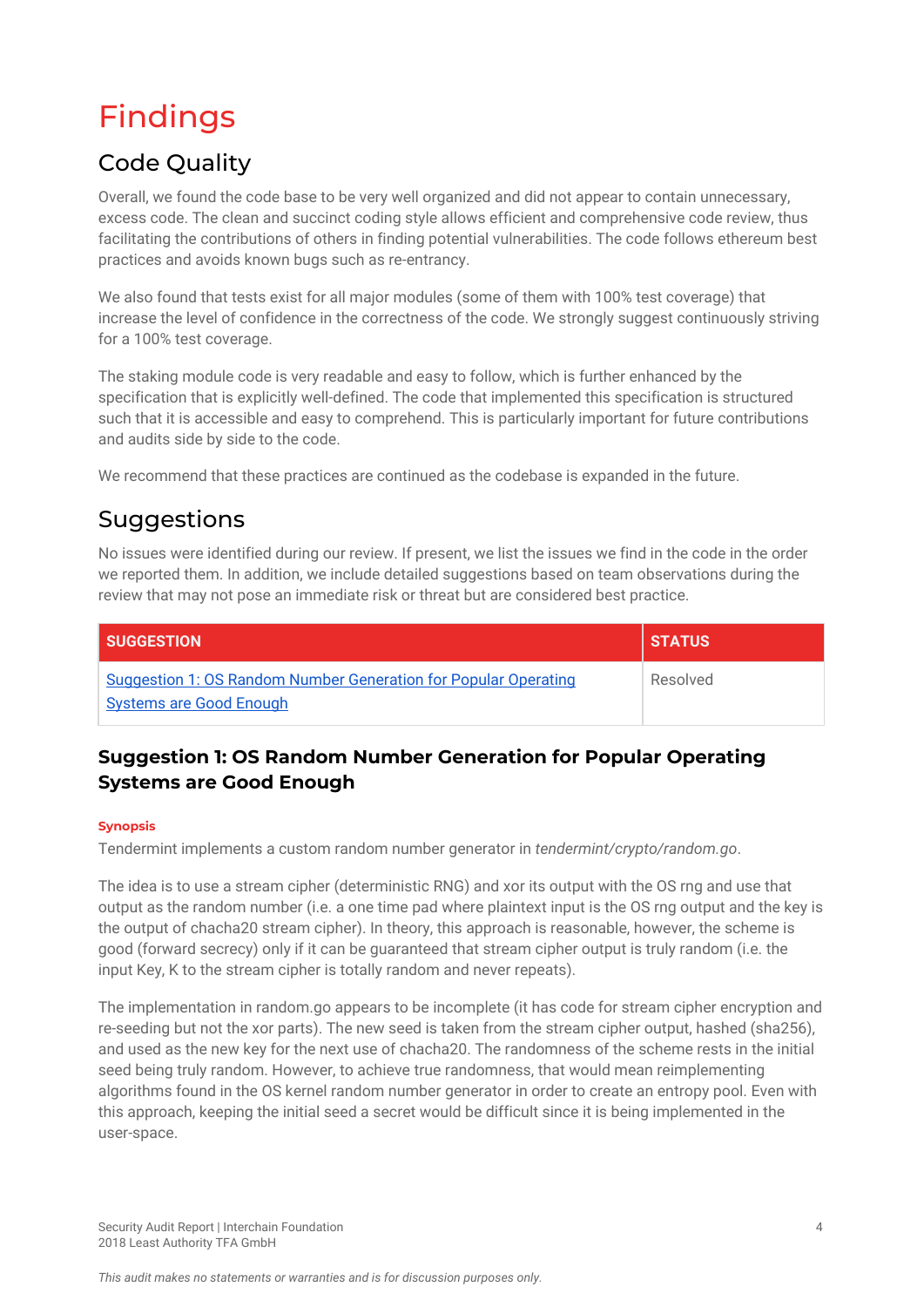# Findings

## Code Quality

Overall, we found the code base to be very well organized and did not appear to contain unnecessary, excess code. The clean and succinct coding style allows efficient and comprehensive code review, thus facilitating the contributions of others in finding potential vulnerabilities. The code follows ethereum best practices and avoids known bugs such as re-entrancy.

We also found that tests exist for all major modules (some of them with 100% test coverage) that increase the level of confidence in the correctness of the code. We strongly suggest continuously striving for a 100% test coverage.

The staking module code is very readable and easy to follow, which is further enhanced by the specification that is explicitly well-defined. The code that implemented this specification is structured such that it is accessible and easy to comprehend. This is particularly important for future contributions and audits side by side to the code.

We recommend that these practices are continued as the codebase is expanded in the future.

## Suggestions

No issues were identified during our review. If present, we list the issues we find in the code in the order we reported them. In addition, we include detailed suggestions based on team observations during the review that may not pose an immediate risk or threat but are considered best practice.

| SUGGESTION | STATUS |
|---|---|
| Suggestion 1: OS Random Number Generation for Popular Operating Systems are Good Enough | Resolved |

### Suggestion 1: OS Random Number Generation for Popular Operating Systems are Good Enough

**Synopsis**

Tendermint implements a custom random number generator in *tendermint/crypto/random.go*.

The idea is to use a stream cipher (deterministic RNG) and xor its output with the OS rng and use that output as the random number (i.e. a one time pad where plaintext input is the OS rng output and the key is the output of chacha20 stream cipher). In theory, this approach is reasonable, however, the scheme is good (forward secrecy) only if it can be guaranteed that stream cipher output is truly random (i.e. the input Key, K to the stream cipher is totally random and never repeats).

The implementation in random.go appears to be incomplete (it has code for stream cipher encryption and re-seeding but not the xor parts). The new seed is taken from the stream cipher output, hashed (sha256), and used as the new key for the next use of chacha20. The randomness of the scheme rests in the initial seed being truly random. However, to achieve true randomness, that would mean reimplementing algorithms found in the OS kernel random number generator in order to create an entropy pool. Even with this approach, keeping the initial seed a secret would be difficult since it is being implemented in the user-space.

*This audit makes no statements or warranties and is for discussion purposes only.*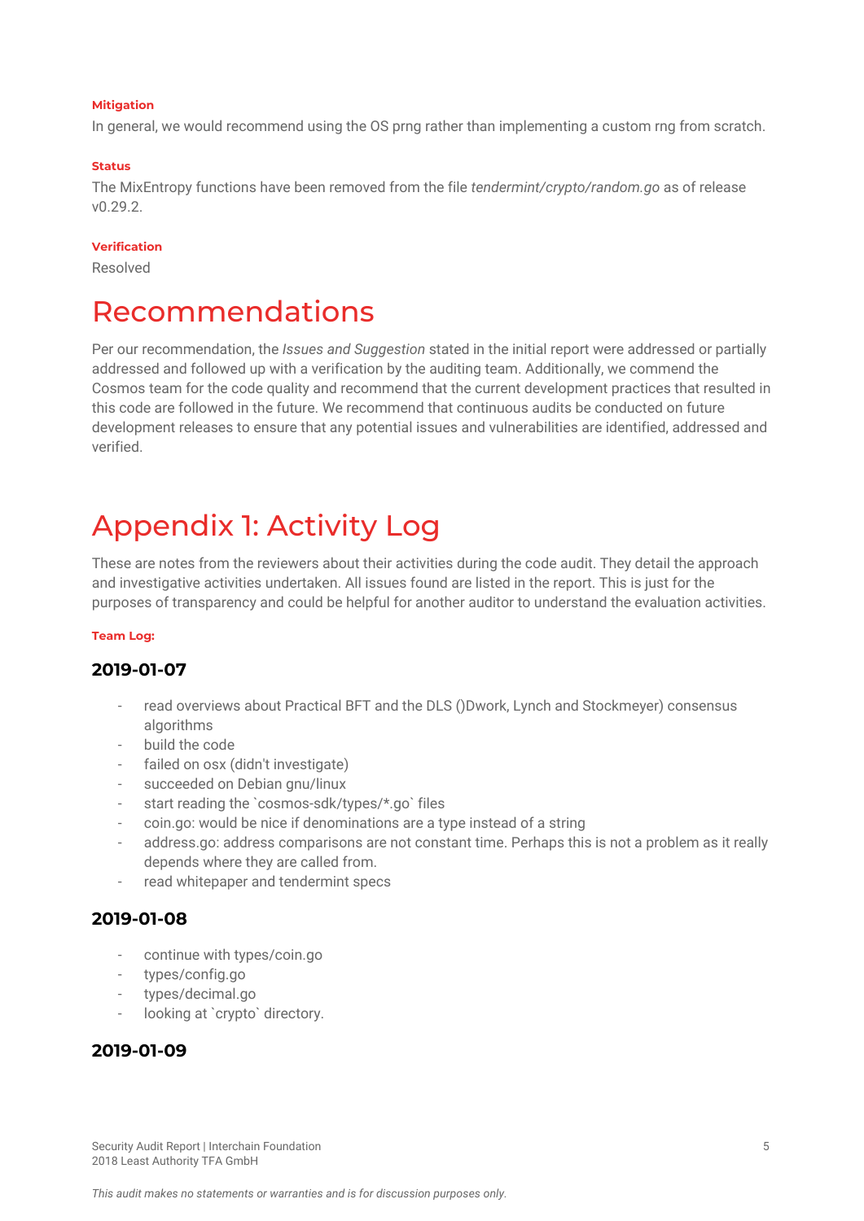#### Mitigation

In general, we would recommend using the OS prng rather than implementing a custom rng from scratch.

#### Status

The MixEntropy functions have been removed from the file *tendermint/crypto/random.go* as of release v0.29.2.

#### Verification

Resolved

# Recommendations

Per our recommendation, the *Issues and Suggestion* stated in the initial report were addressed or partially addressed and followed up with a verification by the auditing team. Additionally, we commend the Cosmos team for the code quality and recommend that the current development practices that resulted in this code are followed in the future. We recommend that continuous audits be conducted on future development releases to ensure that any potential issues and vulnerabilities are identified, addressed and verified.

# Appendix 1: Activity Log

These are notes from the reviewers about their activities during the code audit. They detail the approach and investigative activities undertaken. All issues found are listed in the report. This is just for the purposes of transparency and could be helpful for another auditor to understand the evaluation activities.

#### Team Log:

### 2019-01-07

- read overviews about Practical BFT and the DLS ()Dwork, Lynch and Stockmeyer) consensus algorithms
- build the code
- failed on osx (didn't investigate)
- succeeded on Debian gnu/linux
- start reading the `cosmos-sdk/types/*.go` files
- coin.go: would be nice if denominations are a type instead of a string
- address.go: address comparisons are not constant time. Perhaps this is not a problem as it really depends where they are called from.
- read whitepaper and tendermint specs

### 2019-01-08

- continue with types/coin.go
- types/config.go
- types/decimal.go
- looking at `crypto` directory.

### 2019-01-09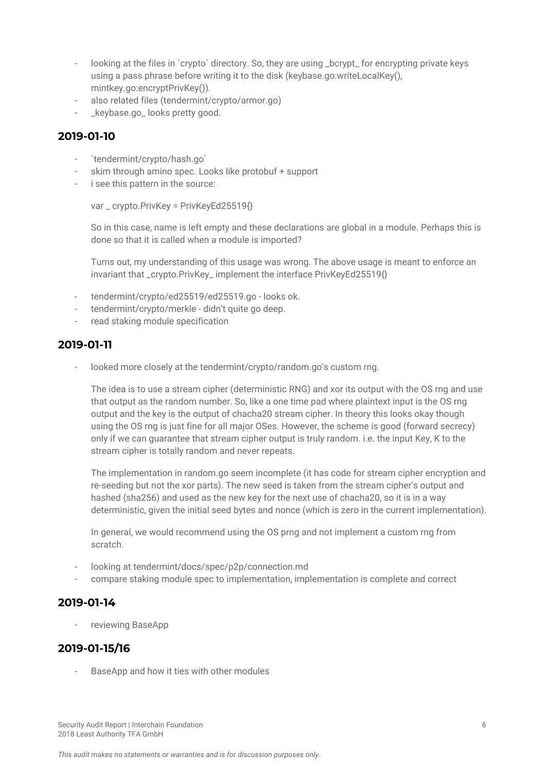- looking at the files in `crypto` directory. So, they are using _bcrypt_ for encrypting private keys using a pass phrase before writing it to the disk (keybase.go:writeLocalKey(), mintkey.go:encryptPrivKey()).
- also related files (tendermint/crypto/armor.go)
- _keybase.go_ looks pretty good.

## 2019-01-10

- `tendermint/crypto/hash.go`
- skim through amino spec. Looks like protobuf + support
- i see this pattern in the source:

  var _ crypto.PrivKey = PrivKeyEd25519{}

  So in this case, name is left empty and these declarations are global in a module. Perhaps this is done so that it is called when a module is imported?

  Turns out, my understanding of this usage was wrong. The above usage is meant to enforce an invariant that _crypto.PrivKey_ implement the interface PrivKeyEd25519{}

- tendermint/crypto/ed25519/ed25519.go - looks ok.
- tendermint/crypto/merkle - didn't quite go deep.
- read staking module specification

## 2019-01-11

- looked more closely at the tendermint/crypto/random.go's custom rng.

  The idea is to use a stream cipher (deterministic RNG) and xor its output with the OS rng and use that output as the random number. So, like a one time pad where plaintext input is the OS rng output and the key is the output of chacha20 stream cipher. In theory this looks okay though using the OS rng is just fine for all major OSes. However, the scheme is good (forward secrecy) only if we can guarantee that stream cipher output is truly random. i.e. the input Key, K to the stream cipher is totally random and never repeats.

  The implementation in random.go seem incomplete (it has code for stream cipher encryption and re-seeding but not the xor parts). The new seed is taken from the stream cipher's output and hashed (sha256) and used as the new key for the next use of chacha20, so it is in a way deterministic, given the initial seed bytes and nonce (which is zero in the current implementation).

  In general, we would recommend using the OS prng and not implement a custom rng from scratch.

- looking at tendermint/docs/spec/p2p/connection.md
- compare staking module spec to implementation, implementation is complete and correct

## 2019-01-14

- reviewing BaseApp

## 2019-01-15/16

- BaseApp and how it ties with other modules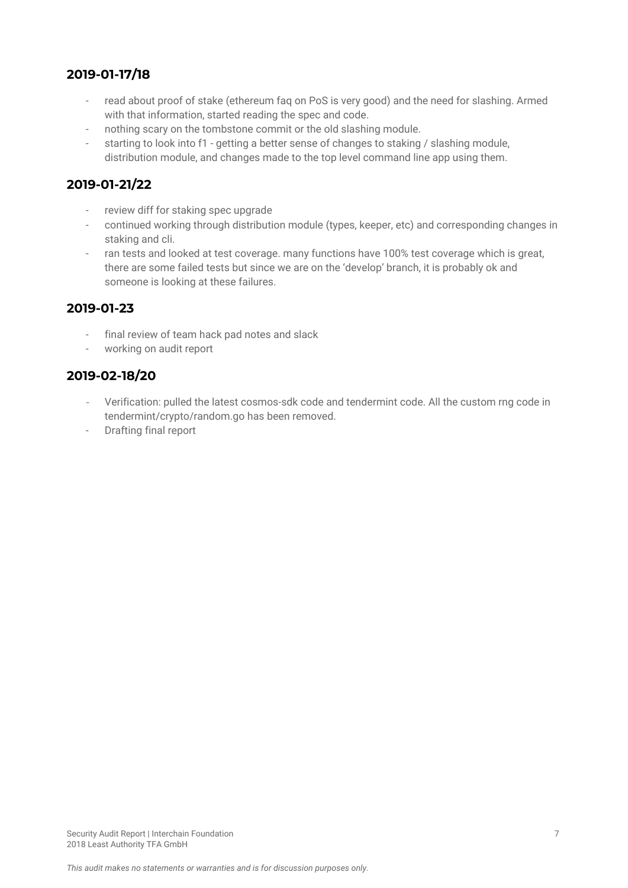## 2019-01-17/18

- read about proof of stake (ethereum faq on PoS is very good) and the need for slashing. Armed with that information, started reading the spec and code.
- nothing scary on the tombstone commit or the old slashing module.
- starting to look into f1 - getting a better sense of changes to staking / slashing module, distribution module, and changes made to the top level command line app using them.

## 2019-01-21/22

- review diff for staking spec upgrade
- continued working through distribution module (types, keeper, etc) and corresponding changes in staking and cli.
- ran tests and looked at test coverage. many functions have 100% test coverage which is great, there are some failed tests but since we are on the 'develop' branch, it is probably ok and someone is looking at these failures.

## 2019-01-23

- final review of team hack pad notes and slack
- working on audit report

## 2019-02-18/20

- Verification: pulled the latest cosmos-sdk code and tendermint code. All the custom rng code in tendermint/crypto/random.go has been removed.
- Drafting final report